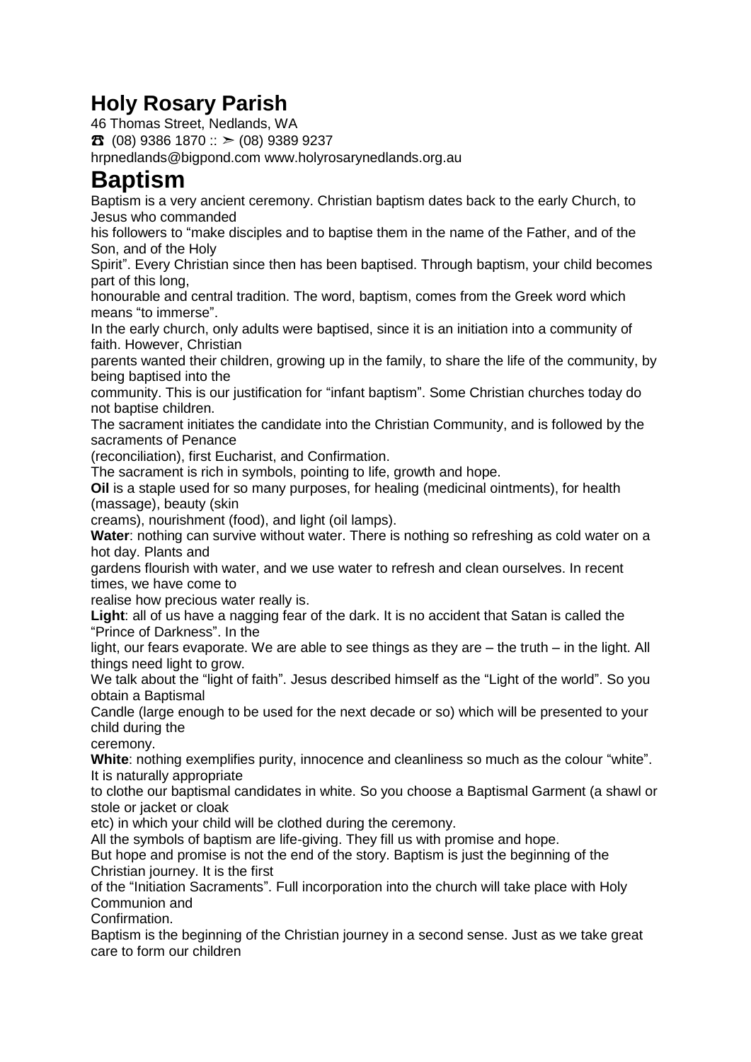# Holy Rosary Parish

46 Thomas Street, Nedlands, WA

☎ (08) 9386 1870 :: ➣ (08) 9389 9237

hrpnedlands@bigpond.com www.holyrosarynedlands.org.au

# Baptism

Baptism is a very ancient ceremony. Christian baptism dates back to the early Church, to Jesus who commanded his followers to "make disciples and to baptise them in the name of the Father, and of the Son, and of the Holy Spirit". Every Christian since then has been baptised. Through baptism, your child becomes part of this long, honourable and central tradition. The word, baptism, comes from the Greek word which means "to immerse".

In the early church, only adults were baptised, since it is an initiation into a community of faith. However, Christian parents wanted their children, growing up in the family, to share the life of the community, by being baptised into the community. This is our justification for "infant baptism". Some Christian churches today do not baptise children.

The sacrament initiates the candidate into the Christian Community, and is followed by the sacraments of Penance (reconciliation), first Eucharist, and Confirmation.

The sacrament is rich in symbols, pointing to life, growth and hope.

**Oil** is a staple used for so many purposes, for healing (medicinal ointments), for health (massage), beauty (skin creams), nourishment (food), and light (oil lamps).

**Water**: nothing can survive without water. There is nothing so refreshing as cold water on a hot day. Plants and gardens flourish with water, and we use water to refresh and clean ourselves. In recent times, we have come to realise how precious water really is.

**Light**: all of us have a nagging fear of the dark. It is no accident that Satan is called the "Prince of Darkness". In the light, our fears evaporate. We are able to see things as they are – the truth – in the light. All things need light to grow.

We talk about the "light of faith". Jesus described himself as the "Light of the world". So you obtain a Baptismal Candle (large enough to be used for the next decade or so) which will be presented to your child during the ceremony.

**White**: nothing exemplifies purity, innocence and cleanliness so much as the colour "white". It is naturally appropriate to clothe our baptismal candidates in white. So you choose a Baptismal Garment (a shawl or stole or jacket or cloak etc) in which your child will be clothed during the ceremony.

All the symbols of baptism are life-giving. They fill us with promise and hope.

But hope and promise is not the end of the story. Baptism is just the beginning of the Christian journey. It is the first of the "Initiation Sacraments". Full incorporation into the church will take place with Holy Communion and Confirmation.

Baptism is the beginning of the Christian journey in a second sense. Just as we take great care to form our children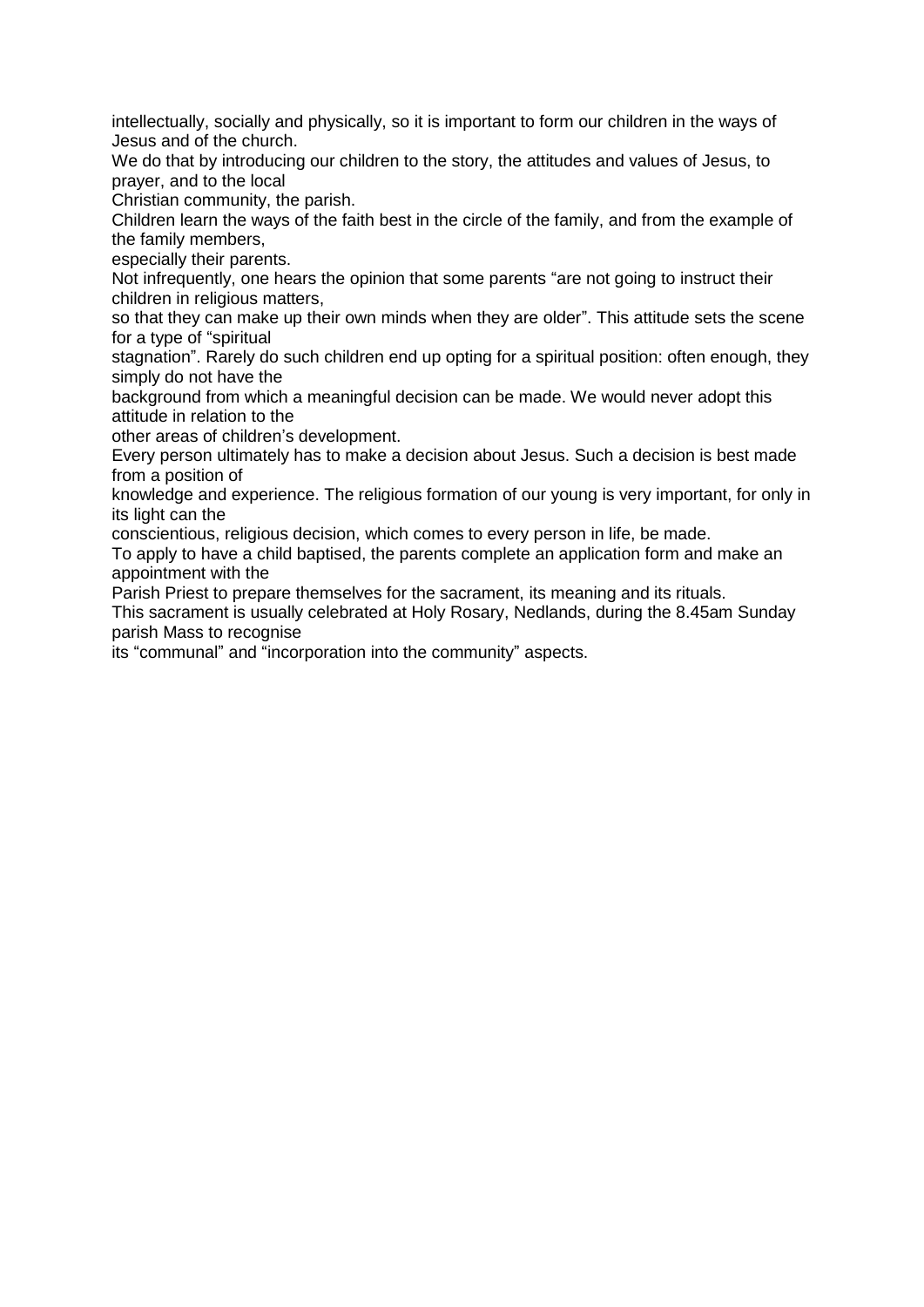intellectually, socially and physically, so it is important to form our children in the ways of Jesus and of the church.

We do that by introducing our children to the story, the attitudes and values of Jesus, to prayer, and to the local Christian community, the parish.

Children learn the ways of the faith best in the circle of the family, and from the example of the family members, especially their parents.

Not infrequently, one hears the opinion that some parents "are not going to instruct their children in religious matters, so that they can make up their own minds when they are older". This attitude sets the scene for a type of "spiritual stagnation". Rarely do such children end up opting for a spiritual position: often enough, they simply do not have the background from which a meaningful decision can be made. We would never adopt this attitude in relation to the other areas of children's development.

Every person ultimately has to make a decision about Jesus. Such a decision is best made from a position of knowledge and experience. The religious formation of our young is very important, for only in its light can the conscientious, religious decision, which comes to every person in life, be made.

To apply to have a child baptised, the parents complete an application form and make an appointment with the Parish Priest to prepare themselves for the sacrament, its meaning and its rituals.

This sacrament is usually celebrated at Holy Rosary, Nedlands, during the 8.45am Sunday parish Mass to recognise its "communal" and "incorporation into the community" aspects.